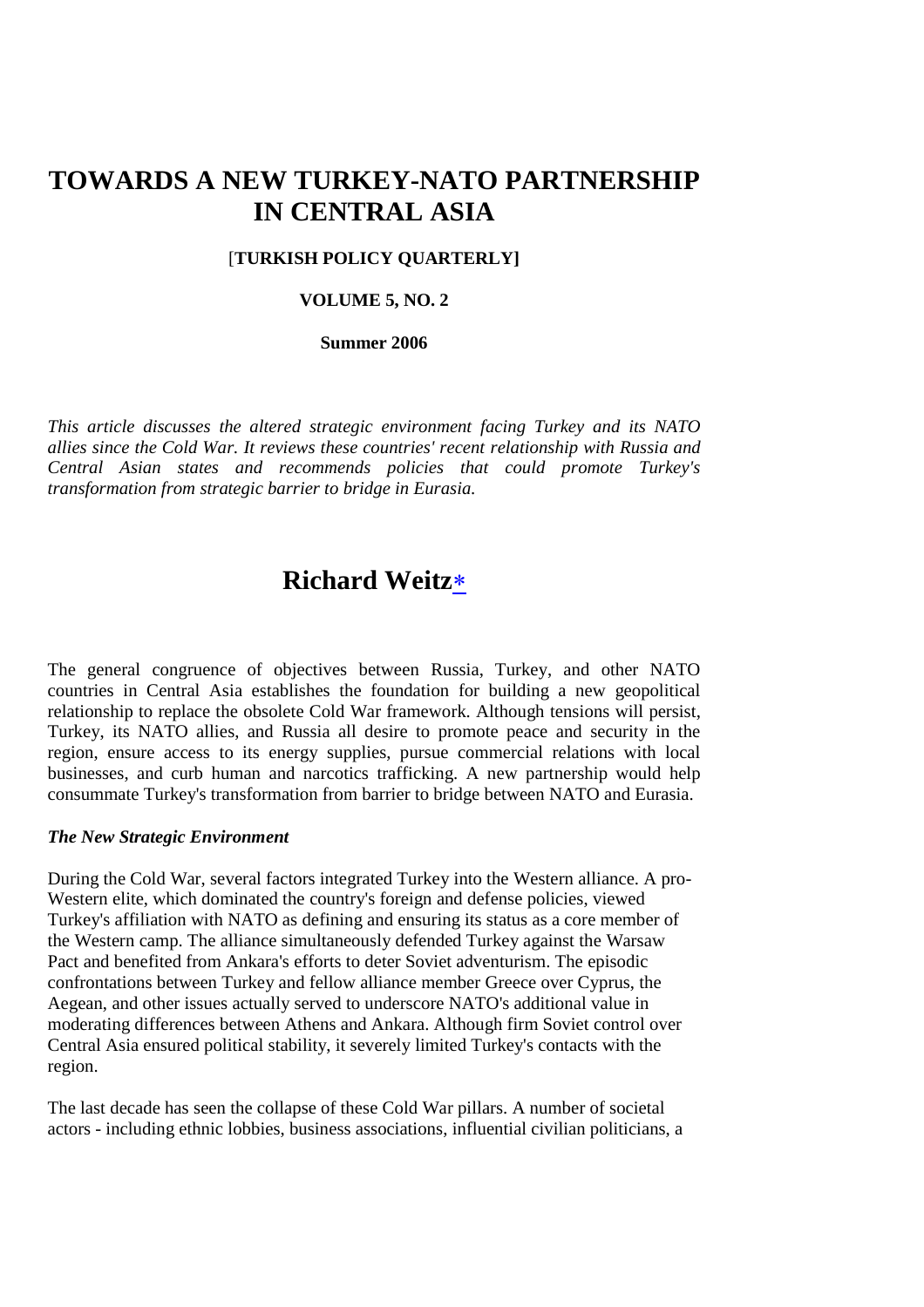# TOWARDS A NEW TURKEY-NATO PARTNERSHIP IN CENTRAL ASIA

**[TURKISH POLICY QUARTERLY]**

**VOLUME 5, NO. 2**

**Summer 2006**

*This article discusses the altered strategic environment facing Turkey and its NATO allies since the Cold War. It reviews these countries' recent relationship with Russia and Central Asian states and recommends policies that could promote Turkey's transformation from strategic barrier to bridge in Eurasia.*

## Richard Weitz*

The general congruence of objectives between Russia, Turkey, and other NATO countries in Central Asia establishes the foundation for building a new geopolitical relationship to replace the obsolete Cold War framework. Although tensions will persist, Turkey, its NATO allies, and Russia all desire to promote peace and security in the region, ensure access to its energy supplies, pursue commercial relations with local businesses, and curb human and narcotics trafficking. A new partnership would help consummate Turkey's transformation from barrier to bridge between NATO and Eurasia.

### *The New Strategic Environment*

During the Cold War, several factors integrated Turkey into the Western alliance. A pro-Western elite, which dominated the country's foreign and defense policies, viewed Turkey's affiliation with NATO as defining and ensuring its status as a core member of the Western camp. The alliance simultaneously defended Turkey against the Warsaw Pact and benefited from Ankara's efforts to deter Soviet adventurism. The episodic confrontations between Turkey and fellow alliance member Greece over Cyprus, the Aegean, and other issues actually served to underscore NATO's additional value in moderating differences between Athens and Ankara. Although firm Soviet control over Central Asia ensured political stability, it severely limited Turkey's contacts with the region.

The last decade has seen the collapse of these Cold War pillars. A number of societal actors - including ethnic lobbies, business associations, influential civilian politicians, a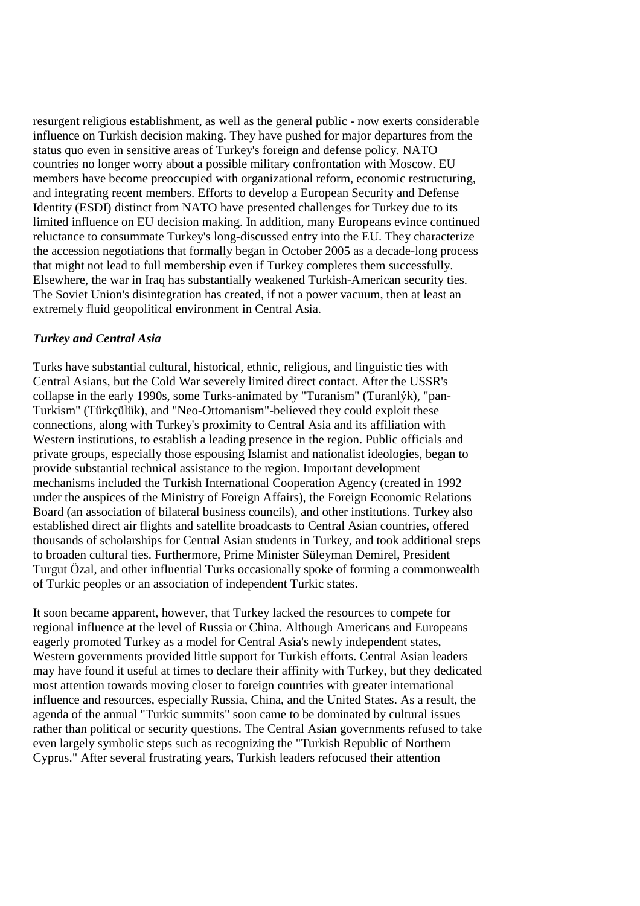resurgent religious establishment, as well as the general public - now exerts considerable influence on Turkish decision making. They have pushed for major departures from the status quo even in sensitive areas of Turkey's foreign and defense policy. NATO countries no longer worry about a possible military confrontation with Moscow. EU members have become preoccupied with organizational reform, economic restructuring, and integrating recent members. Efforts to develop a European Security and Defense Identity (ESDI) distinct from NATO have presented challenges for Turkey due to its limited influence on EU decision making. In addition, many Europeans evince continued reluctance to consummate Turkey's long-discussed entry into the EU. They characterize the accession negotiations that formally began in October 2005 as a decade-long process that might not lead to full membership even if Turkey completes them successfully. Elsewhere, the war in Iraq has substantially weakened Turkish-American security ties. The Soviet Union's disintegration has created, if not a power vacuum, then at least an extremely fluid geopolitical environment in Central Asia.

### *Turkey and Central Asia*

Turks have substantial cultural, historical, ethnic, religious, and linguistic ties with Central Asians, but the Cold War severely limited direct contact. After the USSR's collapse in the early 1990s, some Turks-animated by "Turanism" (Turanlýk), "pan-Turkism" (Türkçülük), and "Neo-Ottomanism"-believed they could exploit these connections, along with Turkey's proximity to Central Asia and its affiliation with Western institutions, to establish a leading presence in the region. Public officials and private groups, especially those espousing Islamist and nationalist ideologies, began to provide substantial technical assistance to the region. Important development mechanisms included the Turkish International Cooperation Agency (created in 1992 under the auspices of the Ministry of Foreign Affairs), the Foreign Economic Relations Board (an association of bilateral business councils), and other institutions. Turkey also established direct air flights and satellite broadcasts to Central Asian countries, offered thousands of scholarships for Central Asian students in Turkey, and took additional steps to broaden cultural ties. Furthermore, Prime Minister Süleyman Demirel, President Turgut Özal, and other influential Turks occasionally spoke of forming a commonwealth of Turkic peoples or an association of independent Turkic states.

It soon became apparent, however, that Turkey lacked the resources to compete for regional influence at the level of Russia or China. Although Americans and Europeans eagerly promoted Turkey as a model for Central Asia's newly independent states, Western governments provided little support for Turkish efforts. Central Asian leaders may have found it useful at times to declare their affinity with Turkey, but they dedicated most attention towards moving closer to foreign countries with greater international influence and resources, especially Russia, China, and the United States. As a result, the agenda of the annual "Turkic summits" soon came to be dominated by cultural issues rather than political or security questions. The Central Asian governments refused to take even largely symbolic steps such as recognizing the "Turkish Republic of Northern Cyprus." After several frustrating years, Turkish leaders refocused their attention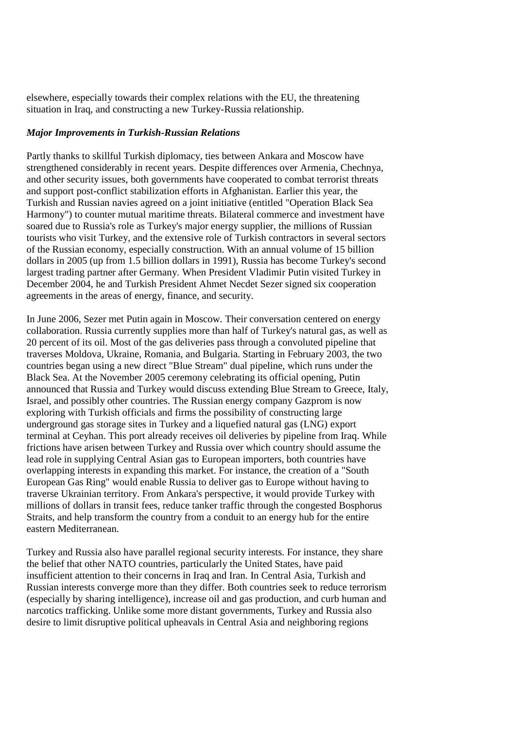elsewhere, especially towards their complex relations with the EU, the threatening situation in Iraq, and constructing a new Turkey-Russia relationship.

### *Major Improvements in Turkish-Russian Relations*

Partly thanks to skillful Turkish diplomacy, ties between Ankara and Moscow have strengthened considerably in recent years. Despite differences over Armenia, Chechnya, and other security issues, both governments have cooperated to combat terrorist threats and support post-conflict stabilization efforts in Afghanistan. Earlier this year, the Turkish and Russian navies agreed on a joint initiative (entitled "Operation Black Sea Harmony") to counter mutual maritime threats. Bilateral commerce and investment have soared due to Russia's role as Turkey's major energy supplier, the millions of Russian tourists who visit Turkey, and the extensive role of Turkish contractors in several sectors of the Russian economy, especially construction. With an annual volume of 15 billion dollars in 2005 (up from 1.5 billion dollars in 1991), Russia has become Turkey's second largest trading partner after Germany. When President Vladimir Putin visited Turkey in December 2004, he and Turkish President Ahmet Necdet Sezer signed six cooperation agreements in the areas of energy, finance, and security.

In June 2006, Sezer met Putin again in Moscow. Their conversation centered on energy collaboration. Russia currently supplies more than half of Turkey's natural gas, as well as 20 percent of its oil. Most of the gas deliveries pass through a convoluted pipeline that traverses Moldova, Ukraine, Romania, and Bulgaria. Starting in February 2003, the two countries began using a new direct "Blue Stream" dual pipeline, which runs under the Black Sea. At the November 2005 ceremony celebrating its official opening, Putin announced that Russia and Turkey would discuss extending Blue Stream to Greece, Italy, Israel, and possibly other countries. The Russian energy company Gazprom is now exploring with Turkish officials and firms the possibility of constructing large underground gas storage sites in Turkey and a liquefied natural gas (LNG) export terminal at Ceyhan. This port already receives oil deliveries by pipeline from Iraq. While frictions have arisen between Turkey and Russia over which country should assume the lead role in supplying Central Asian gas to European importers, both countries have overlapping interests in expanding this market. For instance, the creation of a "South European Gas Ring" would enable Russia to deliver gas to Europe without having to traverse Ukrainian territory. From Ankara's perspective, it would provide Turkey with millions of dollars in transit fees, reduce tanker traffic through the congested Bosphorus Straits, and help transform the country from a conduit to an energy hub for the entire eastern Mediterranean.

Turkey and Russia also have parallel regional security interests. For instance, they share the belief that other NATO countries, particularly the United States, have paid insufficient attention to their concerns in Iraq and Iran. In Central Asia, Turkish and Russian interests converge more than they differ. Both countries seek to reduce terrorism (especially by sharing intelligence), increase oil and gas production, and curb human and narcotics trafficking. Unlike some more distant governments, Turkey and Russia also desire to limit disruptive political upheavals in Central Asia and neighboring regions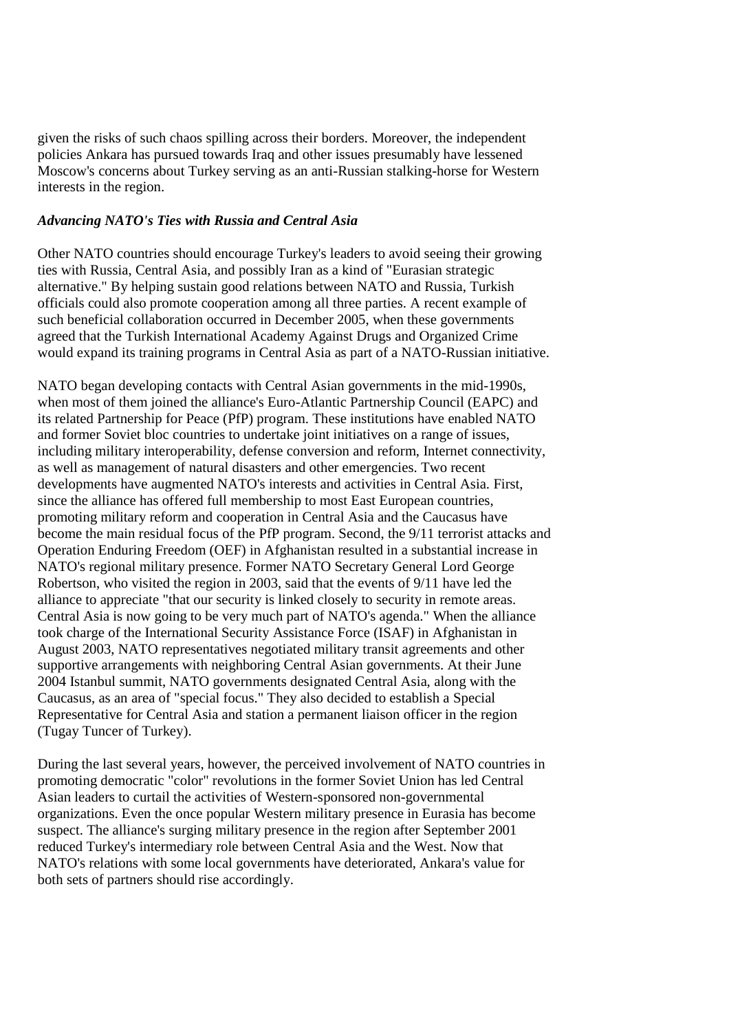given the risks of such chaos spilling across their borders. Moreover, the independent policies Ankara has pursued towards Iraq and other issues presumably have lessened Moscow's concerns about Turkey serving as an anti-Russian stalking-horse for Western interests in the region.

### *Advancing NATO's Ties with Russia and Central Asia*

Other NATO countries should encourage Turkey's leaders to avoid seeing their growing ties with Russia, Central Asia, and possibly Iran as a kind of "Eurasian strategic alternative." By helping sustain good relations between NATO and Russia, Turkish officials could also promote cooperation among all three parties. A recent example of such beneficial collaboration occurred in December 2005, when these governments agreed that the Turkish International Academy Against Drugs and Organized Crime would expand its training programs in Central Asia as part of a NATO-Russian initiative.

NATO began developing contacts with Central Asian governments in the mid-1990s, when most of them joined the alliance's Euro-Atlantic Partnership Council (EAPC) and its related Partnership for Peace (PfP) program. These institutions have enabled NATO and former Soviet bloc countries to undertake joint initiatives on a range of issues, including military interoperability, defense conversion and reform, Internet connectivity, as well as management of natural disasters and other emergencies. Two recent developments have augmented NATO's interests and activities in Central Asia. First, since the alliance has offered full membership to most East European countries, promoting military reform and cooperation in Central Asia and the Caucasus have become the main residual focus of the PfP program. Second, the 9/11 terrorist attacks and Operation Enduring Freedom (OEF) in Afghanistan resulted in a substantial increase in NATO's regional military presence. Former NATO Secretary General Lord George Robertson, who visited the region in 2003, said that the events of 9/11 have led the alliance to appreciate "that our security is linked closely to security in remote areas. Central Asia is now going to be very much part of NATO's agenda." When the alliance took charge of the International Security Assistance Force (ISAF) in Afghanistan in August 2003, NATO representatives negotiated military transit agreements and other supportive arrangements with neighboring Central Asian governments. At their June 2004 Istanbul summit, NATO governments designated Central Asia, along with the Caucasus, as an area of "special focus." They also decided to establish a Special Representative for Central Asia and station a permanent liaison officer in the region (Tugay Tuncer of Turkey).

During the last several years, however, the perceived involvement of NATO countries in promoting democratic "color" revolutions in the former Soviet Union has led Central Asian leaders to curtail the activities of Western-sponsored non-governmental organizations. Even the once popular Western military presence in Eurasia has become suspect. The alliance's surging military presence in the region after September 2001 reduced Turkey's intermediary role between Central Asia and the West. Now that NATO's relations with some local governments have deteriorated, Ankara's value for both sets of partners should rise accordingly.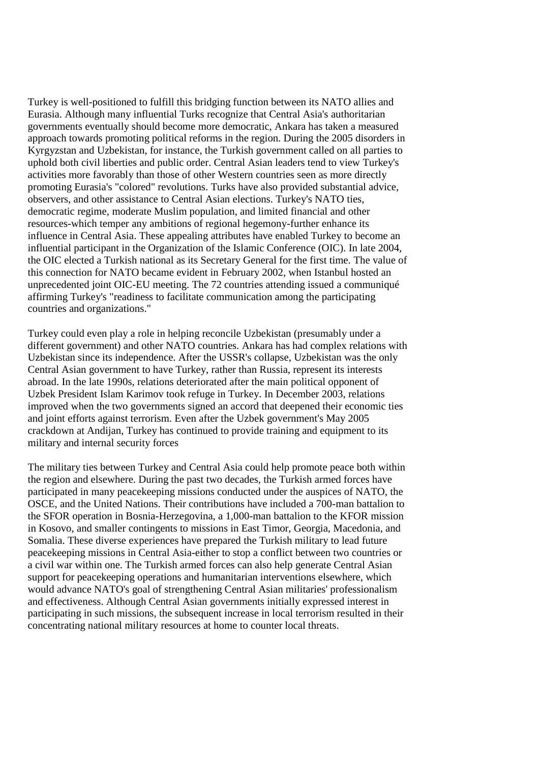Turkey is well-positioned to fulfill this bridging function between its NATO allies and Eurasia. Although many influential Turks recognize that Central Asia's authoritarian governments eventually should become more democratic, Ankara has taken a measured approach towards promoting political reforms in the region. During the 2005 disorders in Kyrgyzstan and Uzbekistan, for instance, the Turkish government called on all parties to uphold both civil liberties and public order. Central Asian leaders tend to view Turkey's activities more favorably than those of other Western countries seen as more directly promoting Eurasia's "colored" revolutions. Turks have also provided substantial advice, observers, and other assistance to Central Asian elections. Turkey's NATO ties, democratic regime, moderate Muslim population, and limited financial and other resources-which temper any ambitions of regional hegemony-further enhance its influence in Central Asia. These appealing attributes have enabled Turkey to become an influential participant in the Organization of the Islamic Conference (OIC). In late 2004, the OIC elected a Turkish national as its Secretary General for the first time. The value of this connection for NATO became evident in February 2002, when Istanbul hosted an unprecedented joint OIC-EU meeting. The 72 countries attending issued a communiqué affirming Turkey's "readiness to facilitate communication among the participating countries and organizations."

Turkey could even play a role in helping reconcile Uzbekistan (presumably under a different government) and other NATO countries. Ankara has had complex relations with Uzbekistan since its independence. After the USSR's collapse, Uzbekistan was the only Central Asian government to have Turkey, rather than Russia, represent its interests abroad. In the late 1990s, relations deteriorated after the main political opponent of Uzbek President Islam Karimov took refuge in Turkey. In December 2003, relations improved when the two governments signed an accord that deepened their economic ties and joint efforts against terrorism. Even after the Uzbek government's May 2005 crackdown at Andijan, Turkey has continued to provide training and equipment to its military and internal security forces

The military ties between Turkey and Central Asia could help promote peace both within the region and elsewhere. During the past two decades, the Turkish armed forces have participated in many peacekeeping missions conducted under the auspices of NATO, the OSCE, and the United Nations. Their contributions have included a 700-man battalion to the SFOR operation in Bosnia-Herzegovina, a 1,000-man battalion to the KFOR mission in Kosovo, and smaller contingents to missions in East Timor, Georgia, Macedonia, and Somalia. These diverse experiences have prepared the Turkish military to lead future peacekeeping missions in Central Asia-either to stop a conflict between two countries or a civil war within one. The Turkish armed forces can also help generate Central Asian support for peacekeeping operations and humanitarian interventions elsewhere, which would advance NATO's goal of strengthening Central Asian militaries' professionalism and effectiveness. Although Central Asian governments initially expressed interest in participating in such missions, the subsequent increase in local terrorism resulted in their concentrating national military resources at home to counter local threats.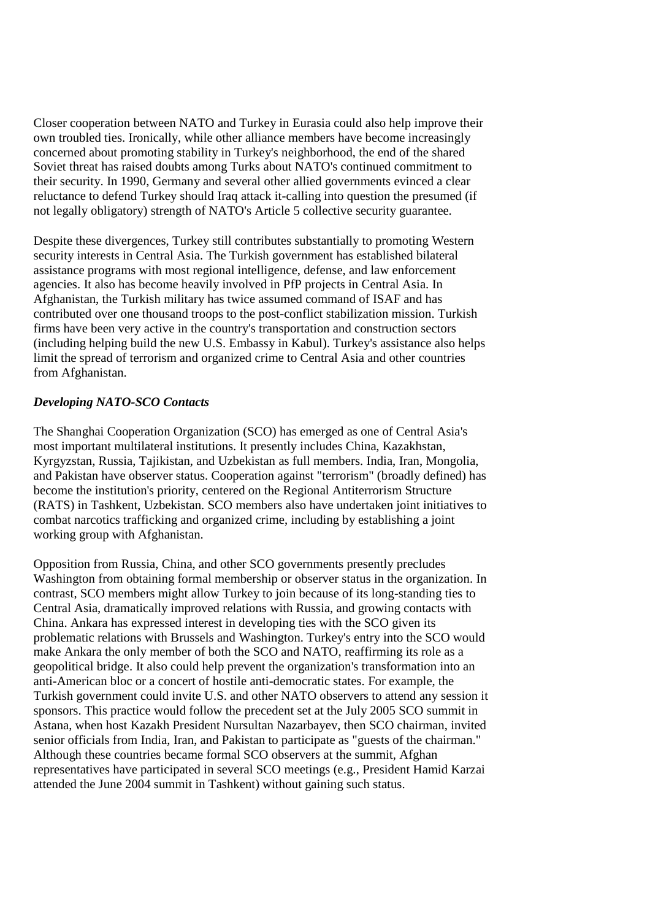Closer cooperation between NATO and Turkey in Eurasia could also help improve their own troubled ties. Ironically, while other alliance members have become increasingly concerned about promoting stability in Turkey's neighborhood, the end of the shared Soviet threat has raised doubts among Turks about NATO's continued commitment to their security. In 1990, Germany and several other allied governments evinced a clear reluctance to defend Turkey should Iraq attack it-calling into question the presumed (if not legally obligatory) strength of NATO's Article 5 collective security guarantee.

Despite these divergences, Turkey still contributes substantially to promoting Western security interests in Central Asia. The Turkish government has established bilateral assistance programs with most regional intelligence, defense, and law enforcement agencies. It also has become heavily involved in PfP projects in Central Asia. In Afghanistan, the Turkish military has twice assumed command of ISAF and has contributed over one thousand troops to the post-conflict stabilization mission. Turkish firms have been very active in the country's transportation and construction sectors (including helping build the new U.S. Embassy in Kabul). Turkey's assistance also helps limit the spread of terrorism and organized crime to Central Asia and other countries from Afghanistan.

***Developing NATO-SCO Contacts***

The Shanghai Cooperation Organization (SCO) has emerged as one of Central Asia's most important multilateral institutions. It presently includes China, Kazakhstan, Kyrgyzstan, Russia, Tajikistan, and Uzbekistan as full members. India, Iran, Mongolia, and Pakistan have observer status. Cooperation against "terrorism" (broadly defined) has become the institution's priority, centered on the Regional Antiterrorism Structure (RATS) in Tashkent, Uzbekistan. SCO members also have undertaken joint initiatives to combat narcotics trafficking and organized crime, including by establishing a joint working group with Afghanistan.

Opposition from Russia, China, and other SCO governments presently precludes Washington from obtaining formal membership or observer status in the organization. In contrast, SCO members might allow Turkey to join because of its long-standing ties to Central Asia, dramatically improved relations with Russia, and growing contacts with China. Ankara has expressed interest in developing ties with the SCO given its problematic relations with Brussels and Washington. Turkey's entry into the SCO would make Ankara the only member of both the SCO and NATO, reaffirming its role as a geopolitical bridge. It also could help prevent the organization's transformation into an anti-American bloc or a concert of hostile anti-democratic states. For example, the Turkish government could invite U.S. and other NATO observers to attend any session it sponsors. This practice would follow the precedent set at the July 2005 SCO summit in Astana, when host Kazakh President Nursultan Nazarbayev, then SCO chairman, invited senior officials from India, Iran, and Pakistan to participate as "guests of the chairman." Although these countries became formal SCO observers at the summit, Afghan representatives have participated in several SCO meetings (e.g., President Hamid Karzai attended the June 2004 summit in Tashkent) without gaining such status.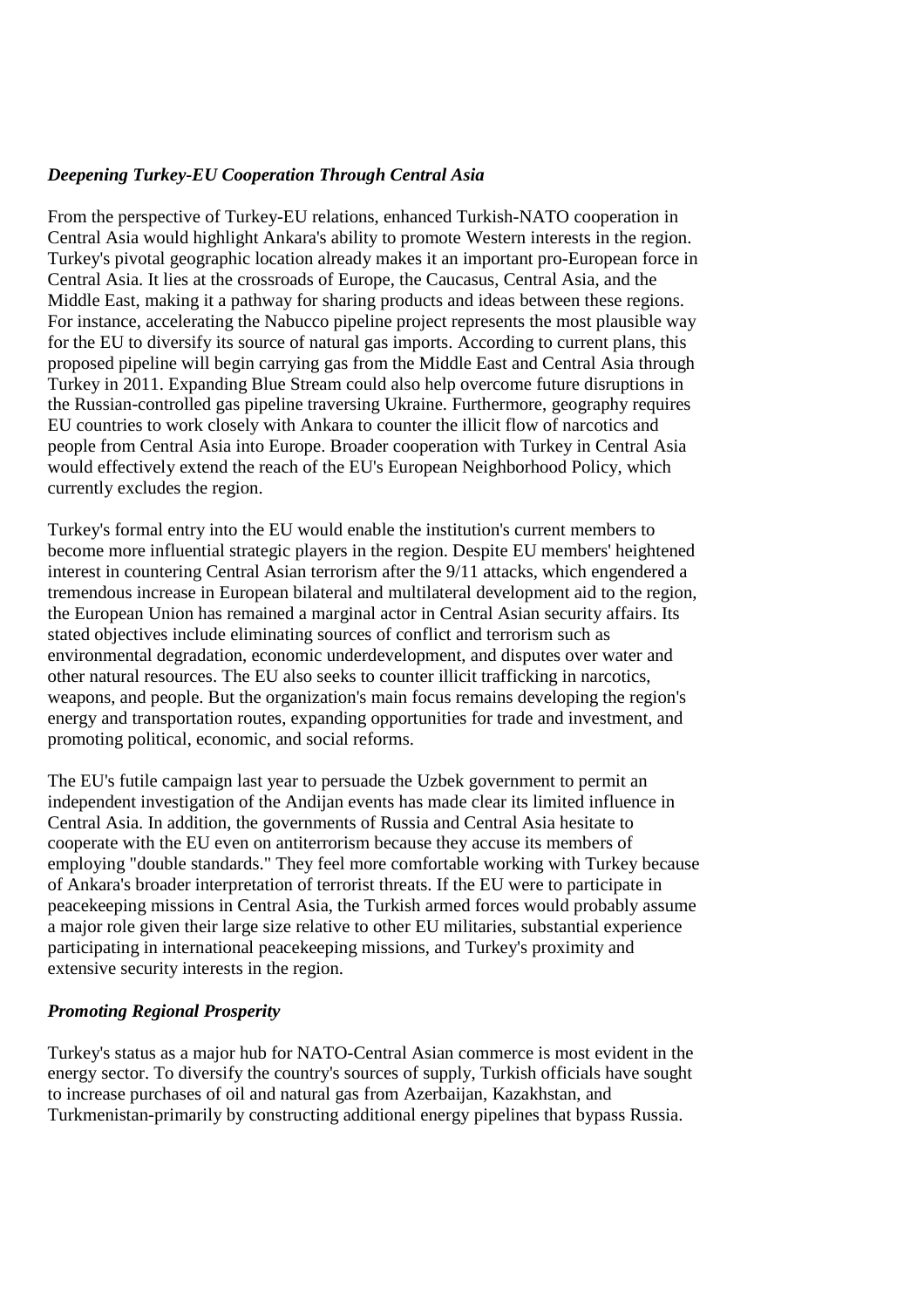### *Deepening Turkey-EU Cooperation Through Central Asia*

From the perspective of Turkey-EU relations, enhanced Turkish-NATO cooperation in Central Asia would highlight Ankara's ability to promote Western interests in the region. Turkey's pivotal geographic location already makes it an important pro-European force in Central Asia. It lies at the crossroads of Europe, the Caucasus, Central Asia, and the Middle East, making it a pathway for sharing products and ideas between these regions. For instance, accelerating the Nabucco pipeline project represents the most plausible way for the EU to diversify its source of natural gas imports. According to current plans, this proposed pipeline will begin carrying gas from the Middle East and Central Asia through Turkey in 2011. Expanding Blue Stream could also help overcome future disruptions in the Russian-controlled gas pipeline traversing Ukraine. Furthermore, geography requires EU countries to work closely with Ankara to counter the illicit flow of narcotics and people from Central Asia into Europe. Broader cooperation with Turkey in Central Asia would effectively extend the reach of the EU's European Neighborhood Policy, which currently excludes the region.

Turkey's formal entry into the EU would enable the institution's current members to become more influential strategic players in the region. Despite EU members' heightened interest in countering Central Asian terrorism after the 9/11 attacks, which engendered a tremendous increase in European bilateral and multilateral development aid to the region, the European Union has remained a marginal actor in Central Asian security affairs. Its stated objectives include eliminating sources of conflict and terrorism such as environmental degradation, economic underdevelopment, and disputes over water and other natural resources. The EU also seeks to counter illicit trafficking in narcotics, weapons, and people. But the organization's main focus remains developing the region's energy and transportation routes, expanding opportunities for trade and investment, and promoting political, economic, and social reforms.

The EU's futile campaign last year to persuade the Uzbek government to permit an independent investigation of the Andijan events has made clear its limited influence in Central Asia. In addition, the governments of Russia and Central Asia hesitate to cooperate with the EU even on antiterrorism because they accuse its members of employing "double standards." They feel more comfortable working with Turkey because of Ankara's broader interpretation of terrorist threats. If the EU were to participate in peacekeeping missions in Central Asia, the Turkish armed forces would probably assume a major role given their large size relative to other EU militaries, substantial experience participating in international peacekeeping missions, and Turkey's proximity and extensive security interests in the region.

### *Promoting Regional Prosperity*

Turkey's status as a major hub for NATO-Central Asian commerce is most evident in the energy sector. To diversify the country's sources of supply, Turkish officials have sought to increase purchases of oil and natural gas from Azerbaijan, Kazakhstan, and Turkmenistan-primarily by constructing additional energy pipelines that bypass Russia.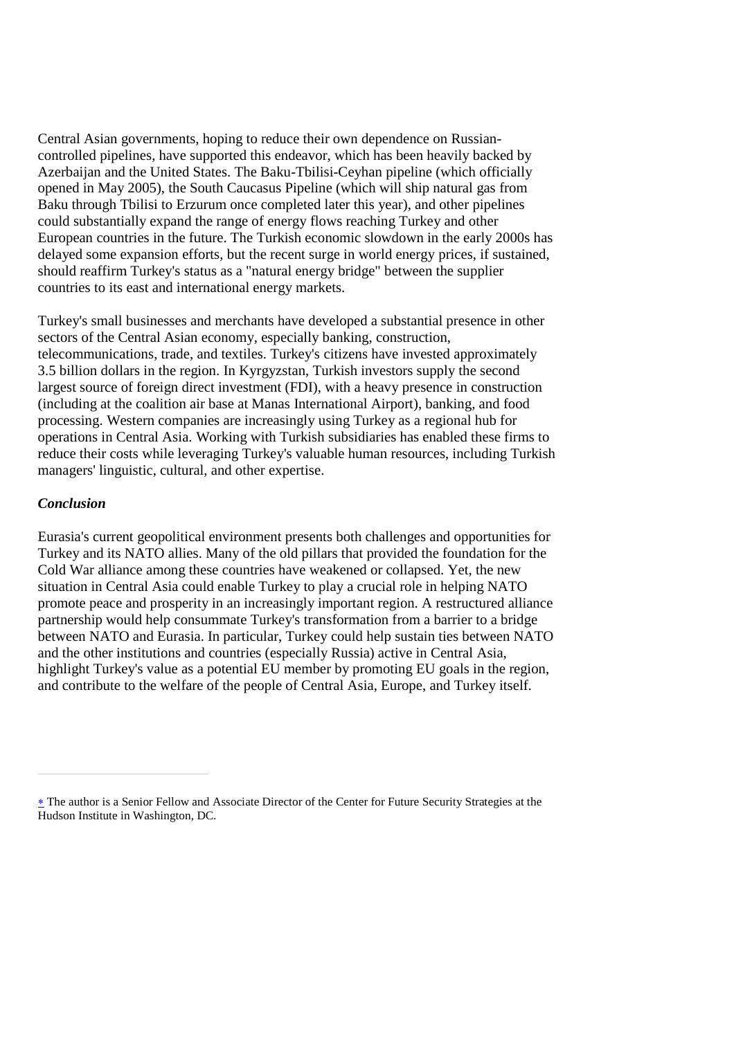Central Asian governments, hoping to reduce their own dependence on Russian-controlled pipelines, have supported this endeavor, which has been heavily backed by Azerbaijan and the United States. The Baku-Tbilisi-Ceyhan pipeline (which officially opened in May 2005), the South Caucasus Pipeline (which will ship natural gas from Baku through Tbilisi to Erzurum once completed later this year), and other pipelines could substantially expand the range of energy flows reaching Turkey and other European countries in the future. The Turkish economic slowdown in the early 2000s has delayed some expansion efforts, but the recent surge in world energy prices, if sustained, should reaffirm Turkey's status as a "natural energy bridge" between the supplier countries to its east and international energy markets.

Turkey's small businesses and merchants have developed a substantial presence in other sectors of the Central Asian economy, especially banking, construction, telecommunications, trade, and textiles. Turkey's citizens have invested approximately 3.5 billion dollars in the region. In Kyrgyzstan, Turkish investors supply the second largest source of foreign direct investment (FDI), with a heavy presence in construction (including at the coalition air base at Manas International Airport), banking, and food processing. Western companies are increasingly using Turkey as a regional hub for operations in Central Asia. Working with Turkish subsidiaries has enabled these firms to reduce their costs while leveraging Turkey's valuable human resources, including Turkish managers' linguistic, cultural, and other expertise.

***Conclusion***

Eurasia's current geopolitical environment presents both challenges and opportunities for Turkey and its NATO allies. Many of the old pillars that provided the foundation for the Cold War alliance among these countries have weakened or collapsed. Yet, the new situation in Central Asia could enable Turkey to play a crucial role in helping NATO promote peace and prosperity in an increasingly important region. A restructured alliance partnership would help consummate Turkey's transformation from a barrier to a bridge between NATO and Eurasia. In particular, Turkey could help sustain ties between NATO and the other institutions and countries (especially Russia) active in Central Asia, highlight Turkey's value as a potential EU member by promoting EU goals in the region, and contribute to the welfare of the people of Central Asia, Europe, and Turkey itself.

---

[*] The author is a Senior Fellow and Associate Director of the Center for Future Security Strategies at the Hudson Institute in Washington, DC.